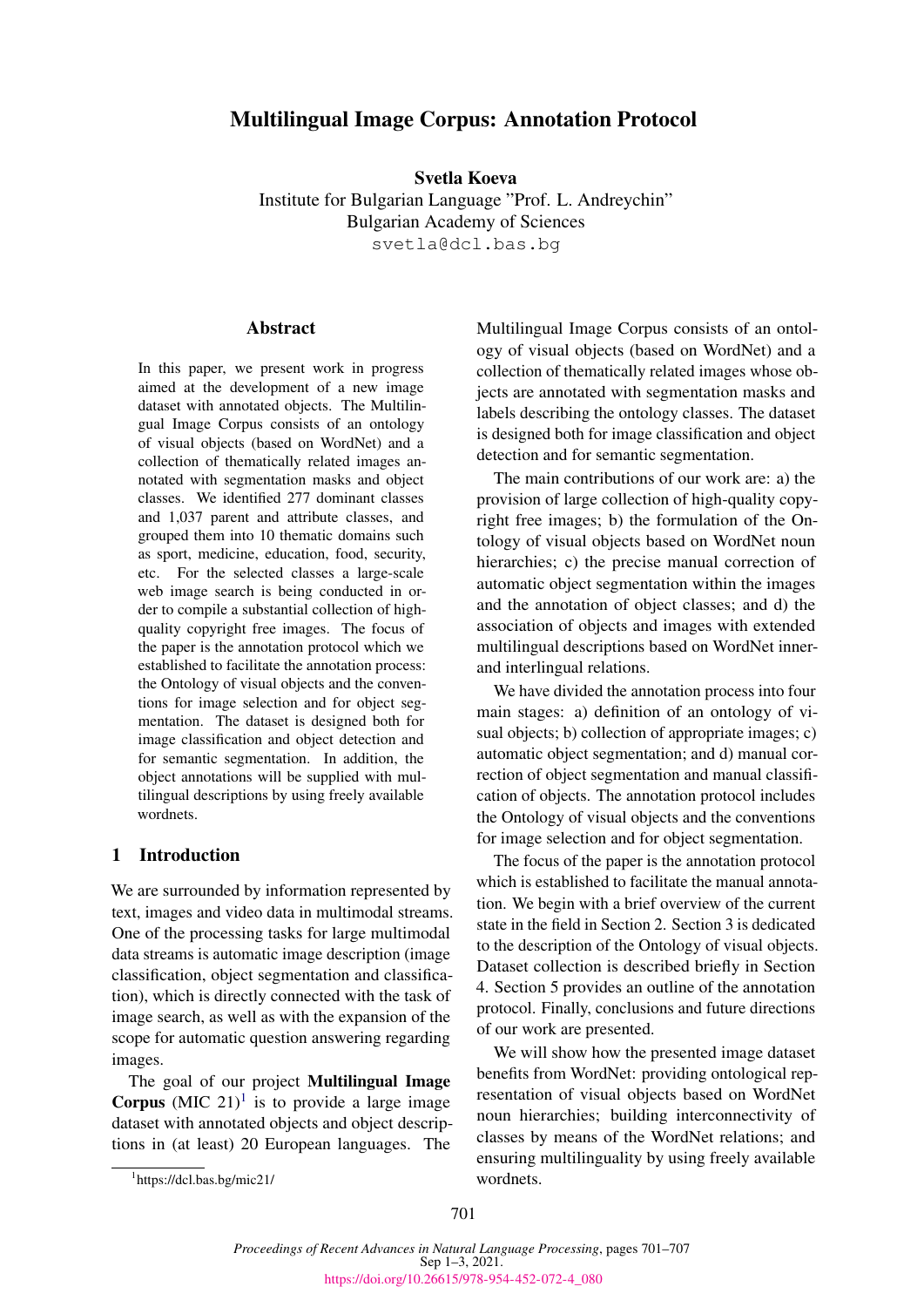# Multilingual Image Corpus: Annotation Protocol

**Svetla Koeva**
Institute for Bulgarian Language "Prof. L. Andreychin"
Bulgarian Academy of Sciences
svetla@dcl.bas.bg

## Abstract

In this paper, we present work in progress aimed at the development of a new image dataset with annotated objects. The Multilingual Image Corpus consists of an ontology of visual objects (based on WordNet) and a collection of thematically related images annotated with segmentation masks and object classes. We identified 277 dominant classes and 1,037 parent and attribute classes, and grouped them into 10 thematic domains such as sport, medicine, education, food, security, etc. For the selected classes a large-scale web image search is being conducted in order to compile a substantial collection of high-quality copyright free images. The focus of the paper is the annotation protocol which we established to facilitate the annotation process: the Ontology of visual objects and the conventions for image selection and for object segmentation. The dataset is designed both for image classification and object detection and for semantic segmentation. In addition, the object annotations will be supplied with multilingual descriptions by using freely available wordnets.

## 1 Introduction

We are surrounded by information represented by text, images and video data in multimodal streams. One of the processing tasks for large multimodal data streams is automatic image description (image classification, object segmentation and classification), which is directly connected with the task of image search, as well as with the expansion of the scope for automatic question answering regarding images.

The goal of our project **Multilingual Image Corpus** (MIC 21)[1] is to provide a large image dataset with annotated objects and object descriptions in (at least) 20 European languages. The Multilingual Image Corpus consists of an ontology of visual objects (based on WordNet) and a collection of thematically related images whose objects are annotated with segmentation masks and labels describing the ontology classes. The dataset is designed both for image classification and object detection and for semantic segmentation.

The main contributions of our work are: a) the provision of large collection of high-quality copyright free images; b) the formulation of the Ontology of visual objects based on WordNet noun hierarchies; c) the precise manual correction of automatic object segmentation within the images and the annotation of object classes; and d) the association of objects and images with extended multilingual descriptions based on WordNet inner- and interlingual relations.

We have divided the annotation process into four main stages: a) definition of an ontology of visual objects; b) collection of appropriate images; c) automatic object segmentation; and d) manual correction of object segmentation and manual classification of objects. The annotation protocol includes the Ontology of visual objects and the conventions for image selection and for object segmentation.

The focus of the paper is the annotation protocol which is established to facilitate the manual annotation. We begin with a brief overview of the current state in the field in Section 2. Section 3 is dedicated to the description of the Ontology of visual objects. Dataset collection is described briefly in Section 4. Section 5 provides an outline of the annotation protocol. Finally, conclusions and future directions of our work are presented.

We will show how the presented image dataset benefits from WordNet: providing ontological representation of visual objects based on WordNet noun hierarchies; building interconnectivity of classes by means of the WordNet relations; and ensuring multilinguality by using freely available wordnets.

[1] https://dcl.bas.bg/mic21/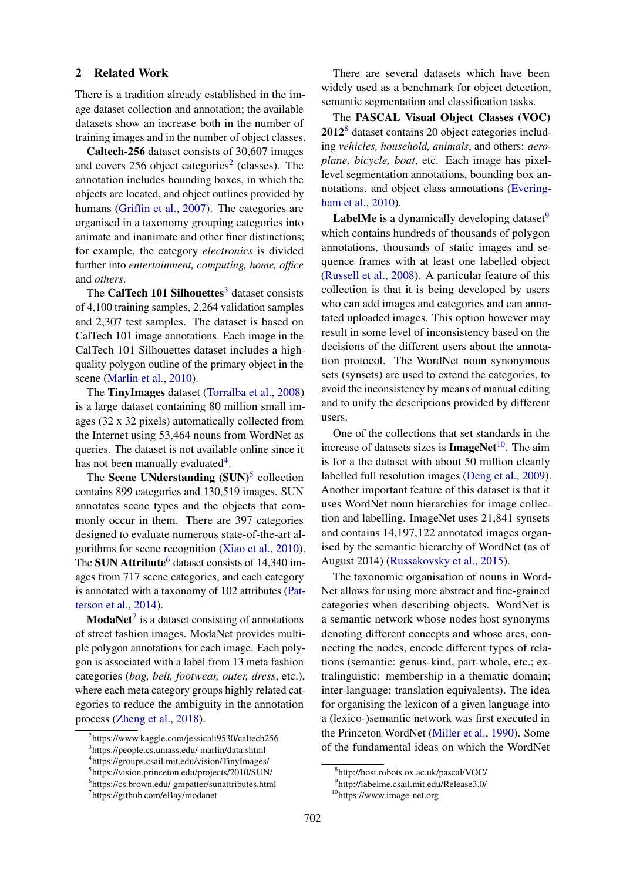## 2 Related Work

There is a tradition already established in the image dataset collection and annotation; the available datasets show an increase both in the number of training images and in the number of object classes.

**Caltech-256** dataset consists of 30,607 images and covers 256 object categories[2] (classes). The annotation includes bounding boxes, in which the objects are located, and object outlines provided by humans (Griffin et al., 2007). The categories are organised in a taxonomy grouping categories into animate and inanimate and other finer distinctions; for example, the category *electronics* is divided further into *entertainment, computing, home, office* and *others*.

The **CalTech 101 Silhouettes**[3] dataset consists of 4,100 training samples, 2,264 validation samples and 2,307 test samples. The dataset is based on CalTech 101 image annotations. Each image in the CalTech 101 Silhouettes dataset includes a high-quality polygon outline of the primary object in the scene (Marlin et al., 2010).

The **TinyImages** dataset (Torralba et al., 2008) is a large dataset containing 80 million small images (32 x 32 pixels) automatically collected from the Internet using 53,464 nouns from WordNet as queries. The dataset is not available online since it has not been manually evaluated[4].

The **Scene UNderstanding (SUN)**[5] collection contains 899 categories and 130,519 images. SUN annotates scene types and the objects that commonly occur in them. There are 397 categories designed to evaluate numerous state-of-the-art algorithms for scene recognition (Xiao et al., 2010). The **SUN Attribute**[6] dataset consists of 14,340 images from 717 scene categories, and each category is annotated with a taxonomy of 102 attributes (Patterson et al., 2014).

**ModaNet**[7] is a dataset consisting of annotations of street fashion images. ModaNet provides multiple polygon annotations for each image. Each polygon is associated with a label from 13 meta fashion categories (*bag, belt, footwear, outer, dress*, etc.), where each meta category groups highly related categories to reduce the ambiguity in the annotation process (Zheng et al., 2018).

There are several datasets which have been widely used as a benchmark for object detection, semantic segmentation and classification tasks.

The **PASCAL Visual Object Classes (VOC) 2012**[8] dataset contains 20 object categories including *vehicles, household, animals*, and others: *aeroplane, bicycle, boat*, etc. Each image has pixel-level segmentation annotations, bounding box annotations, and object class annotations (Everingham et al., 2010).

**LabelMe** is a dynamically developing dataset[9] which contains hundreds of thousands of polygon annotations, thousands of static images and sequence frames with at least one labelled object (Russell et al., 2008). A particular feature of this collection is that it is being developed by users who can add images and categories and can annotated uploaded images. This option however may result in some level of inconsistency based on the decisions of the different users about the annotation protocol. The WordNet noun synonymous sets (synsets) are used to extend the categories, to avoid the inconsistency by means of manual editing and to unify the descriptions provided by different users.

One of the collections that set standards in the increase of datasets sizes is **ImageNet**[10]. The aim is for a the dataset with about 50 million cleanly labelled full resolution images (Deng et al., 2009). Another important feature of this dataset is that it uses WordNet noun hierarchies for image collection and labelling. ImageNet uses 21,841 synsets and contains 14,197,122 annotated images organised by the semantic hierarchy of WordNet (as of August 2014) (Russakovsky et al., 2015).

The taxonomic organisation of nouns in WordNet allows for using more abstract and fine-grained categories when describing objects. WordNet is a semantic network whose nodes host synonyms denoting different concepts and whose arcs, connecting the nodes, encode different types of relations (semantic: genus-kind, part-whole, etc.; extralinguistic: membership in a thematic domain; inter-language: translation equivalents). The idea for organising the lexicon of a given language into a (lexico-)semantic network was first executed in the Princeton WordNet (Miller et al., 1990). Some of the fundamental ideas on which the WordNet

---

[2] https://www.kaggle.com/jessicali9530/caltech256

[3] https://people.cs.umass.edu/ marlin/data.shtml

[4] https://groups.csail.mit.edu/vision/TinyImages/

[5] https://vision.princeton.edu/projects/2010/SUN/

[6] https://cs.brown.edu/ gmpatter/sunattributes.html

[7] https://github.com/eBay/modanet

[8] http://host.robots.ox.ac.uk/pascal/VOC/

[9] http://labelme.csail.mit.edu/Release3.0/

[10] https://www.image-net.org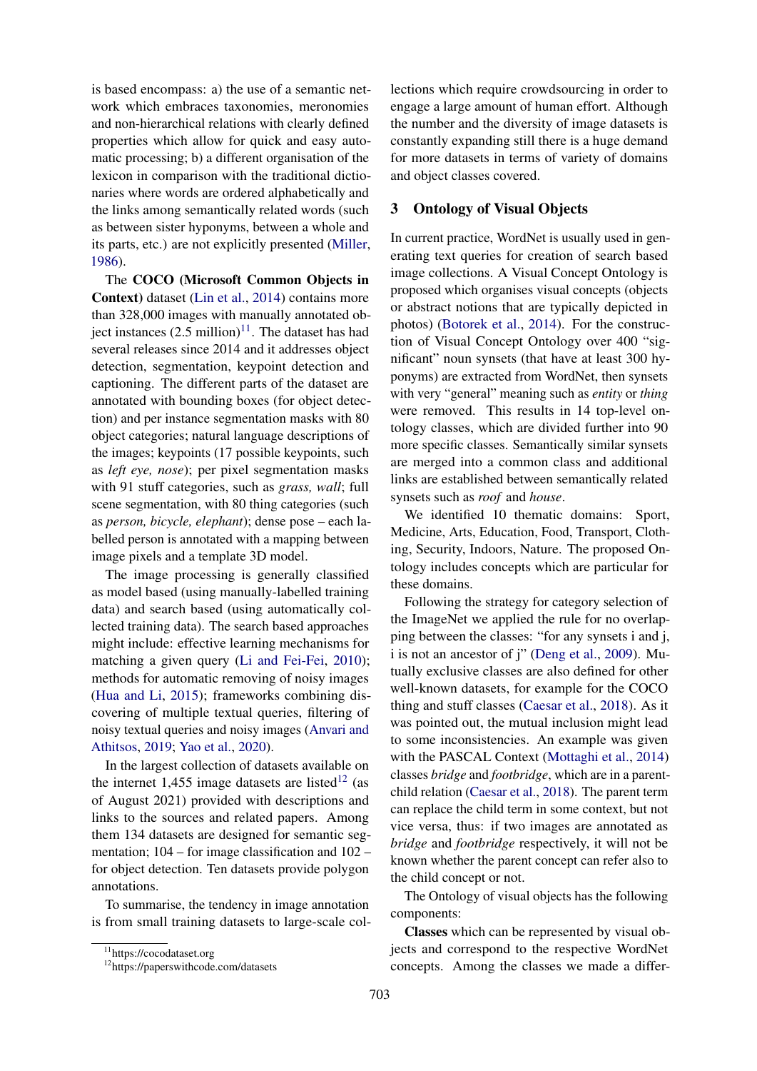is based encompass: a) the use of a semantic network which embraces taxonomies, meronomies and non-hierarchical relations with clearly defined properties which allow for quick and easy automatic processing; b) a different organisation of the lexicon in comparison with the traditional dictionaries where words are ordered alphabetically and the links among semantically related words (such as between sister hyponyms, between a whole and its parts, etc.) are not explicitly presented (Miller, 1986).

The **COCO (Microsoft Common Objects in Context)** dataset (Lin et al., 2014) contains more than 328,000 images with manually annotated object instances (2.5 million)[11]. The dataset has had several releases since 2014 and it addresses object detection, segmentation, keypoint detection and captioning. The different parts of the dataset are annotated with bounding boxes (for object detection) and per instance segmentation masks with 80 object categories; natural language descriptions of the images; keypoints (17 possible keypoints, such as *left eye, nose*); per pixel segmentation masks with 91 stuff categories, such as *grass, wall*; full scene segmentation, with 80 thing categories (such as *person, bicycle, elephant*); dense pose – each labelled person is annotated with a mapping between image pixels and a template 3D model.

The image processing is generally classified as model based (using manually-labelled training data) and search based (using automatically collected training data). The search based approaches might include: effective learning mechanisms for matching a given query (Li and Fei-Fei, 2010); methods for automatic removing of noisy images (Hua and Li, 2015); frameworks combining discovering of multiple textual queries, filtering of noisy textual queries and noisy images (Anvari and Athitsos, 2019; Yao et al., 2020).

In the largest collection of datasets available on the internet 1,455 image datasets are listed[12] (as of August 2021) provided with descriptions and links to the sources and related papers. Among them 134 datasets are designed for semantic segmentation; 104 – for image classification and 102 – for object detection. Ten datasets provide polygon annotations.

To summarise, the tendency in image annotation is from small training datasets to large-scale collections which require crowdsourcing in order to engage a large amount of human effort. Although the number and the diversity of image datasets is constantly expanding still there is a huge demand for more datasets in terms of variety of domains and object classes covered.

[11] https://cocodataset.org

[12] https://paperswithcode.com/datasets

## 3 Ontology of Visual Objects

In current practice, WordNet is usually used in generating text queries for creation of search based image collections. A Visual Concept Ontology is proposed which organises visual concepts (objects or abstract notions that are typically depicted in photos) (Botorek et al., 2014). For the construction of Visual Concept Ontology over 400 "significant" noun synsets (that have at least 300 hyponyms) are extracted from WordNet, then synsets with very "general" meaning such as *entity* or *thing* were removed. This results in 14 top-level ontology classes, which are divided further into 90 more specific classes. Semantically similar synsets are merged into a common class and additional links are established between semantically related synsets such as *roof* and *house*.

We identified 10 thematic domains: Sport, Medicine, Arts, Education, Food, Transport, Clothing, Security, Indoors, Nature. The proposed Ontology includes concepts which are particular for these domains.

Following the strategy for category selection of the ImageNet we applied the rule for no overlapping between the classes: "for any synsets i and j, i is not an ancestor of j" (Deng et al., 2009). Mutually exclusive classes are also defined for other well-known datasets, for example for the COCO thing and stuff classes (Caesar et al., 2018). As it was pointed out, the mutual inclusion might lead to some inconsistencies. An example was given with the PASCAL Context (Mottaghi et al., 2014) classes *bridge* and *footbridge*, which are in a parent-child relation (Caesar et al., 2018). The parent term can replace the child term in some context, but not vice versa, thus: if two images are annotated as *bridge* and *footbridge* respectively, it will not be known whether the parent concept can refer also to the child concept or not.

The Ontology of visual objects has the following components:

**Classes** which can be represented by visual objects and correspond to the respective WordNet concepts. Among the classes we made a differ-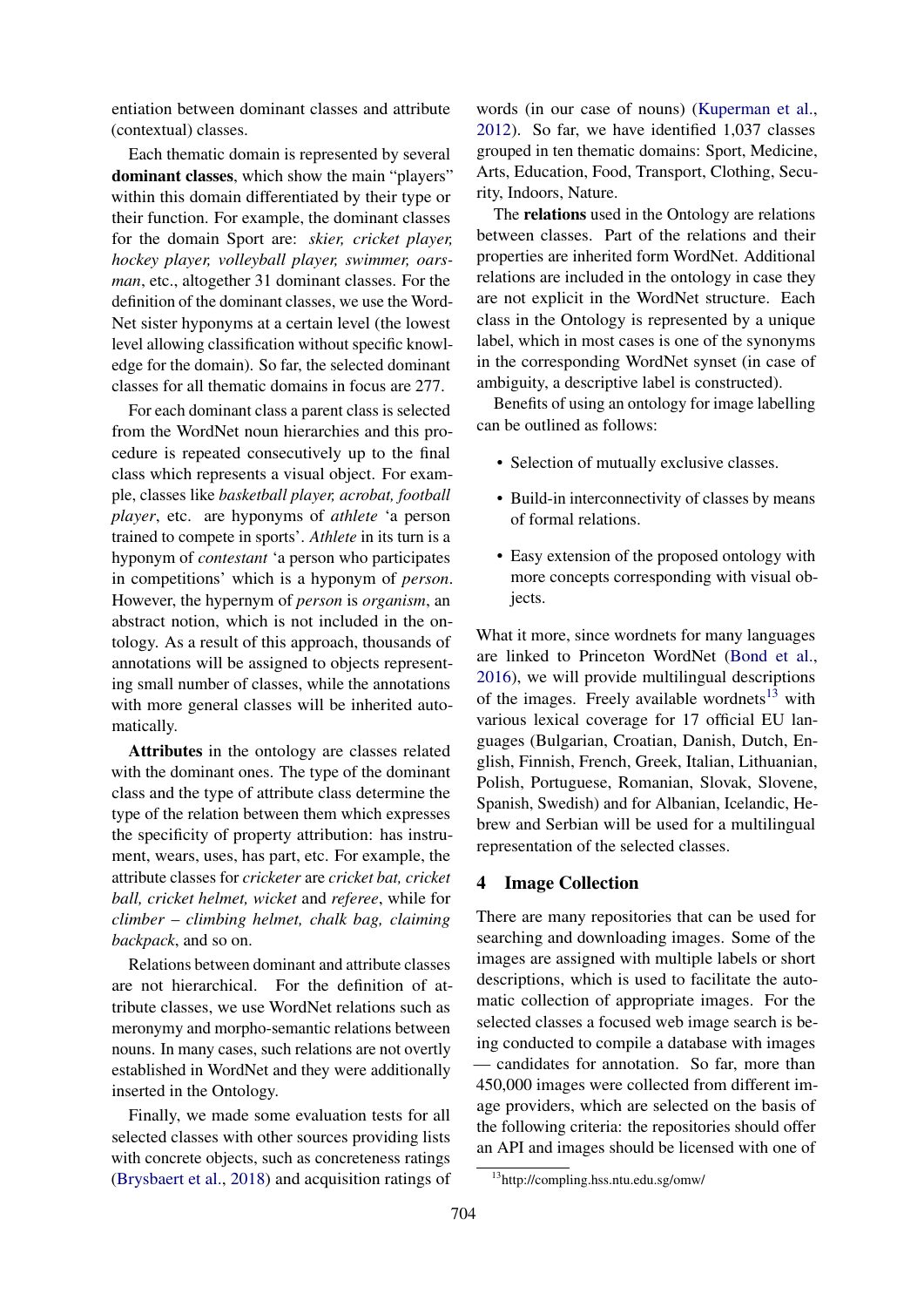entiation between dominant classes and attribute (contextual) classes.

Each thematic domain is represented by several **dominant classes**, which show the main "players" within this domain differentiated by their type or their function. For example, the dominant classes for the domain Sport are: *skier, cricket player, hockey player, volleyball player, swimmer, oarsman*, etc., altogether 31 dominant classes. For the definition of the dominant classes, we use the WordNet sister hyponyms at a certain level (the lowest level allowing classification without specific knowledge for the domain). So far, the selected dominant classes for all thematic domains in focus are 277.

For each dominant class a parent class is selected from the WordNet noun hierarchies and this procedure is repeated consecutively up to the final class which represents a visual object. For example, classes like *basketball player, acrobat, football player*, etc. are hyponyms of *athlete* 'a person trained to compete in sports'. *Athlete* in its turn is a hyponym of *contestant* 'a person who participates in competitions' which is a hyponym of *person*. However, the hypernym of *person* is *organism*, an abstract notion, which is not included in the ontology. As a result of this approach, thousands of annotations will be assigned to objects representing small number of classes, while the annotations with more general classes will be inherited automatically.

**Attributes** in the ontology are classes related with the dominant ones. The type of the dominant class and the type of attribute class determine the type of the relation between them which expresses the specificity of property attribution: has instrument, wears, uses, has part, etc. For example, the attribute classes for *cricketer* are *cricket bat, cricket ball, cricket helmet, wicket* and *referee*, while for *climber – climbing helmet, chalk bag, claiming backpack*, and so on.

Relations between dominant and attribute classes are not hierarchical. For the definition of attribute classes, we use WordNet relations such as meronymy and morpho-semantic relations between nouns. In many cases, such relations are not overtly established in WordNet and they were additionally inserted in the Ontology.

Finally, we made some evaluation tests for all selected classes with other sources providing lists with concrete objects, such as concreteness ratings (Brysbaert et al., 2018) and acquisition ratings of words (in our case of nouns) (Kuperman et al., 2012). So far, we have identified 1,037 classes grouped in ten thematic domains: Sport, Medicine, Arts, Education, Food, Transport, Clothing, Security, Indoors, Nature.

The **relations** used in the Ontology are relations between classes. Part of the relations and their properties are inherited form WordNet. Additional relations are included in the ontology in case they are not explicit in the WordNet structure. Each class in the Ontology is represented by a unique label, which in most cases is one of the synonyms in the corresponding WordNet synset (in case of ambiguity, a descriptive label is constructed).

Benefits of using an ontology for image labelling can be outlined as follows:

- Selection of mutually exclusive classes.
- Build-in interconnectivity of classes by means of formal relations.
- Easy extension of the proposed ontology with more concepts corresponding with visual objects.

What it more, since wordnets for many languages are linked to Princeton WordNet (Bond et al., 2016), we will provide multilingual descriptions of the images. Freely available wordnets[13] with various lexical coverage for 17 official EU languages (Bulgarian, Croatian, Danish, Dutch, English, Finnish, French, Greek, Italian, Lithuanian, Polish, Portuguese, Romanian, Slovak, Slovene, Spanish, Swedish) and for Albanian, Icelandic, Hebrew and Serbian will be used for a multilingual representation of the selected classes.

## 4 Image Collection

There are many repositories that can be used for searching and downloading images. Some of the images are assigned with multiple labels or short descriptions, which is used to facilitate the automatic collection of appropriate images. For the selected classes a focused web image search is being conducted to compile a database with images — candidates for annotation. So far, more than 450,000 images were collected from different image providers, which are selected on the basis of the following criteria: the repositories should offer an API and images should be licensed with one of

[13] http://compling.hss.ntu.edu.sg/omw/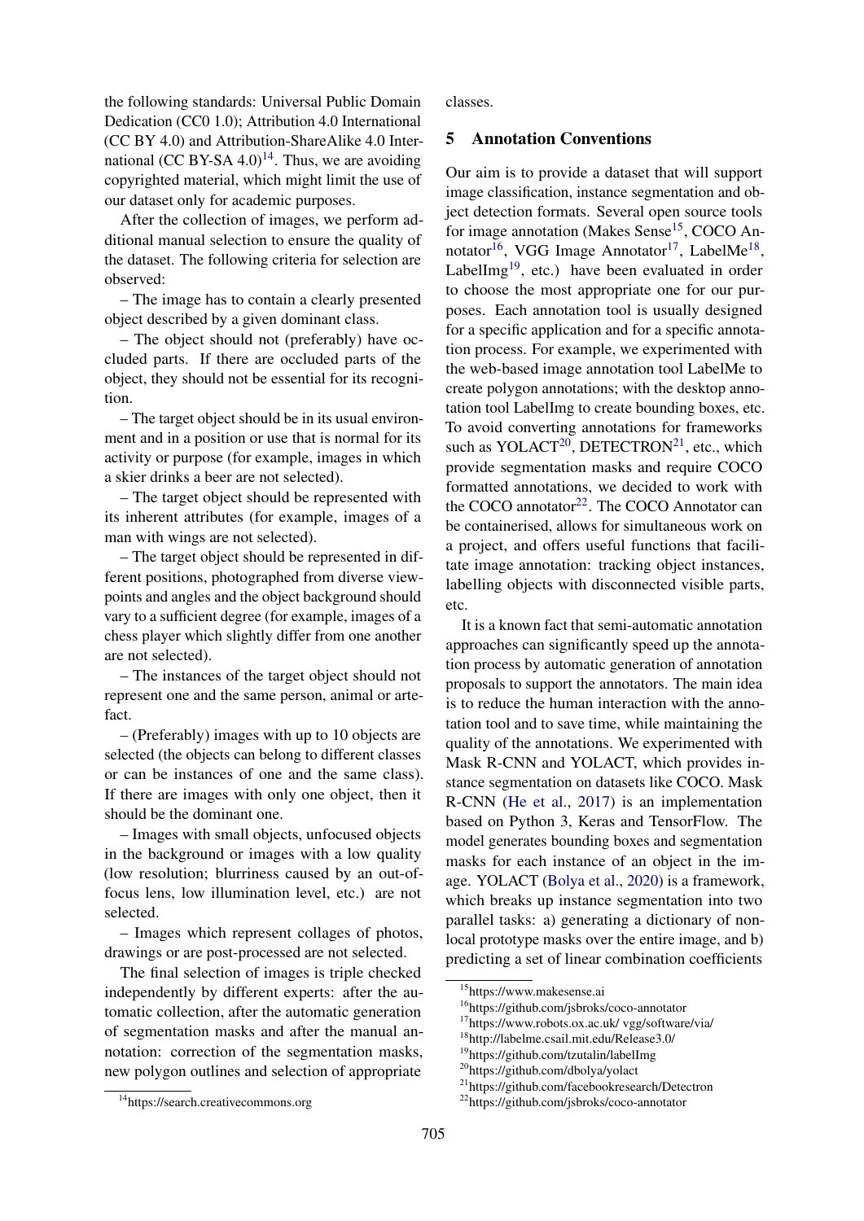the following standards: Universal Public Domain Dedication (CC0 1.0); Attribution 4.0 International (CC BY 4.0) and Attribution-ShareAlike 4.0 International (CC BY-SA 4.0)[14]. Thus, we are avoiding copyrighted material, which might limit the use of our dataset only for academic purposes.

After the collection of images, we perform additional manual selection to ensure the quality of the dataset. The following criteria for selection are observed:

– The image has to contain a clearly presented object described by a given dominant class.

– The object should not (preferably) have occluded parts. If there are occluded parts of the object, they should not be essential for its recognition.

– The target object should be in its usual environment and in a position or use that is normal for its activity or purpose (for example, images in which a skier drinks a beer are not selected).

– The target object should be represented with its inherent attributes (for example, images of a man with wings are not selected).

– The target object should be represented in different positions, photographed from diverse viewpoints and angles and the object background should vary to a sufficient degree (for example, images of a chess player which slightly differ from one another are not selected).

– The instances of the target object should not represent one and the same person, animal or artefact.

– (Preferably) images with up to 10 objects are selected (the objects can belong to different classes or can be instances of one and the same class). If there are images with only one object, then it should be the dominant one.

– Images with small objects, unfocused objects in the background or images with a low quality (low resolution; blurriness caused by an out-of-focus lens, low illumination level, etc.) are not selected.

– Images which represent collages of photos, drawings or are post-processed are not selected.

The final selection of images is triple checked independently by different experts: after the automatic collection, after the automatic generation of segmentation masks and after the manual annotation: correction of the segmentation masks, new polygon outlines and selection of appropriate classes.

## 5 Annotation Conventions

Our aim is to provide a dataset that will support image classification, instance segmentation and object detection formats. Several open source tools for image annotation (Makes Sense[15], COCO Annotator[16], VGG Image Annotator[17], LabelMe[18], LabelImg[19], etc.) have been evaluated in order to choose the most appropriate one for our purposes. Each annotation tool is usually designed for a specific application and for a specific annotation process. For example, we experimented with the web-based image annotation tool LabelMe to create polygon annotations; with the desktop annotation tool LabelImg to create bounding boxes, etc. To avoid converting annotations for frameworks such as YOLACT[20], DETECTRON[21], etc., which provide segmentation masks and require COCO formatted annotations, we decided to work with the COCO annotator[22]. The COCO Annotator can be containerised, allows for simultaneous work on a project, and offers useful functions that facilitate image annotation: tracking object instances, labelling objects with disconnected visible parts, etc.

It is a known fact that semi-automatic annotation approaches can significantly speed up the annotation process by automatic generation of annotation proposals to support the annotators. The main idea is to reduce the human interaction with the annotation tool and to save time, while maintaining the quality of the annotations. We experimented with Mask R-CNN and YOLACT, which provides instance segmentation on datasets like COCO. Mask R-CNN (He et al., 2017) is an implementation based on Python 3, Keras and TensorFlow. The model generates bounding boxes and segmentation masks for each instance of an object in the image. YOLACT (Bolya et al., 2020) is a framework, which breaks up instance segmentation into two parallel tasks: a) generating a dictionary of non-local prototype masks over the entire image, and b) predicting a set of linear combination coefficients

[14] https://search.creativecommons.org

[15] https://www.makesense.ai

[16] https://github.com/jsbroks/coco-annotator

[17] https://www.robots.ox.ac.uk/ vgg/software/via/

[18] http://labelme.csail.mit.edu/Release3.0/

[19] https://github.com/tzutalin/labelImg

[20] https://github.com/dbolya/yolact

[21] https://github.com/facebookresearch/Detectron

[22] https://github.com/jsbroks/coco-annotator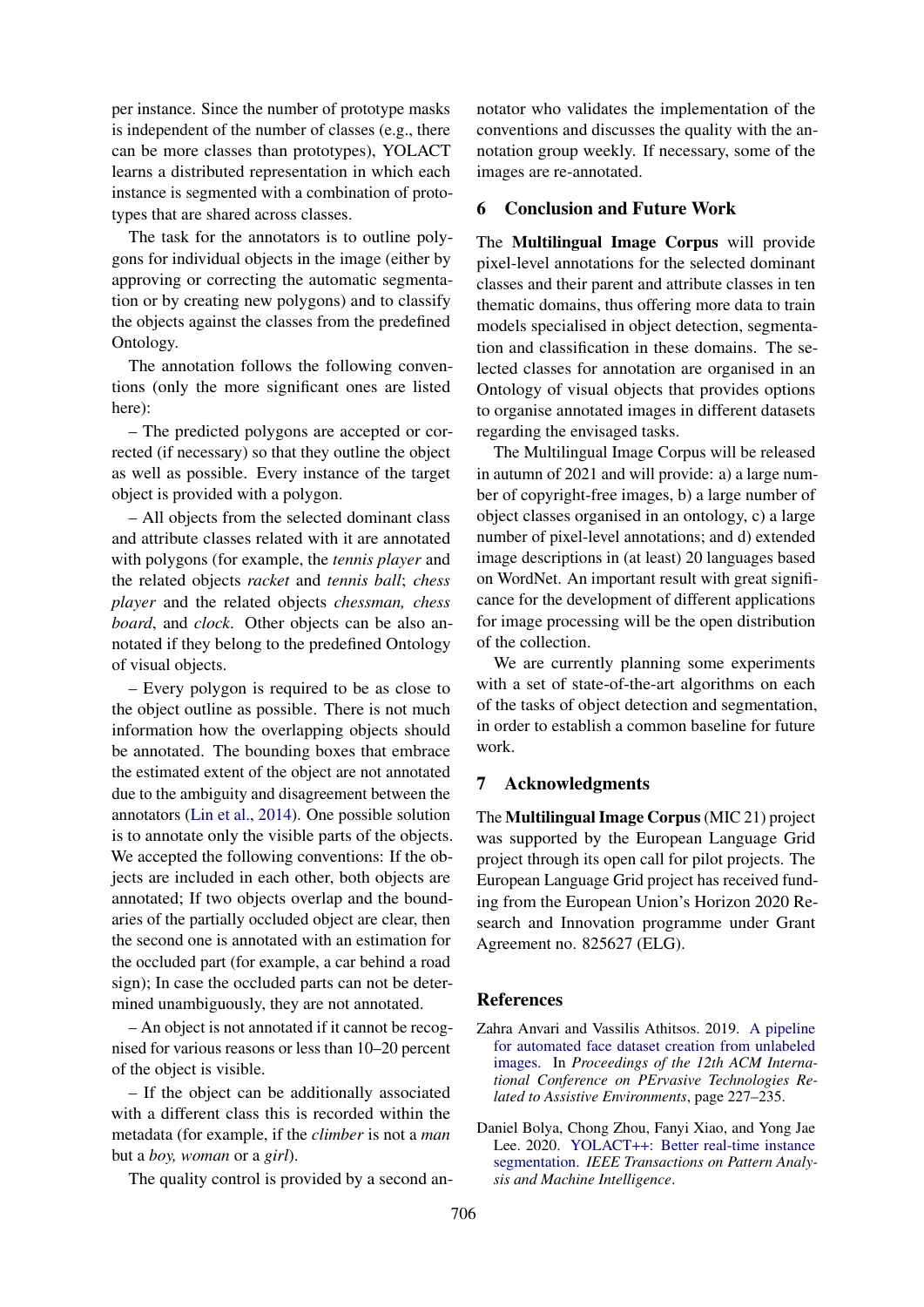per instance. Since the number of prototype masks is independent of the number of classes (e.g., there can be more classes than prototypes), YOLACT learns a distributed representation in which each instance is segmented with a combination of prototypes that are shared across classes.

The task for the annotators is to outline polygons for individual objects in the image (either by approving or correcting the automatic segmentation or by creating new polygons) and to classify the objects against the classes from the predefined Ontology.

The annotation follows the following conventions (only the more significant ones are listed here):

– The predicted polygons are accepted or corrected (if necessary) so that they outline the object as well as possible. Every instance of the target object is provided with a polygon.

– All objects from the selected dominant class and attribute classes related with it are annotated with polygons (for example, the *tennis player* and the related objects *racket* and *tennis ball*; *chess player* and the related objects *chessman, chess board*, and *clock*. Other objects can be also annotated if they belong to the predefined Ontology of visual objects.

– Every polygon is required to be as close to the object outline as possible. There is not much information how the overlapping objects should be annotated. The bounding boxes that embrace the estimated extent of the object are not annotated due to the ambiguity and disagreement between the annotators (Lin et al., 2014). One possible solution is to annotate only the visible parts of the objects. We accepted the following conventions: If the objects are included in each other, both objects are annotated; If two objects overlap and the boundaries of the partially occluded object are clear, then the second one is annotated with an estimation for the occluded part (for example, a car behind a road sign); In case the occluded parts can not be determined unambiguously, they are not annotated.

– An object is not annotated if it cannot be recognised for various reasons or less than 10–20 percent of the object is visible.

– If the object can be additionally associated with a different class this is recorded within the metadata (for example, if the *climber* is not a *man* but a *boy, woman* or a *girl*).

The quality control is provided by a second annotator who validates the implementation of the conventions and discusses the quality with the annotation group weekly. If necessary, some of the images are re-annotated.

## 6 Conclusion and Future Work

The **Multilingual Image Corpus** will provide pixel-level annotations for the selected dominant classes and their parent and attribute classes in ten thematic domains, thus offering more data to train models specialised in object detection, segmentation and classification in these domains. The selected classes for annotation are organised in an Ontology of visual objects that provides options to organise annotated images in different datasets regarding the envisaged tasks.

The Multilingual Image Corpus will be released in autumn of 2021 and will provide: a) a large number of copyright-free images, b) a large number of object classes organised in an ontology, c) a large number of pixel-level annotations; and d) extended image descriptions in (at least) 20 languages based on WordNet. An important result with great significance for the development of different applications for image processing will be the open distribution of the collection.

We are currently planning some experiments with a set of state-of-the-art algorithms on each of the tasks of object detection and segmentation, in order to establish a common baseline for future work.

## 7 Acknowledgments

The **Multilingual Image Corpus** (MIC 21) project was supported by the European Language Grid project through its open call for pilot projects. The European Language Grid project has received funding from the European Union's Horizon 2020 Research and Innovation programme under Grant Agreement no. 825627 (ELG).

## References

Zahra Anvari and Vassilis Athitsos. 2019. A pipeline for automated face dataset creation from unlabeled images. In *Proceedings of the 12th ACM International Conference on PErvasive Technologies Related to Assistive Environments*, page 227–235.

Daniel Bolya, Chong Zhou, Fanyi Xiao, and Yong Jae Lee. 2020. YOLACT++: Better real-time instance segmentation. *IEEE Transactions on Pattern Analysis and Machine Intelligence*.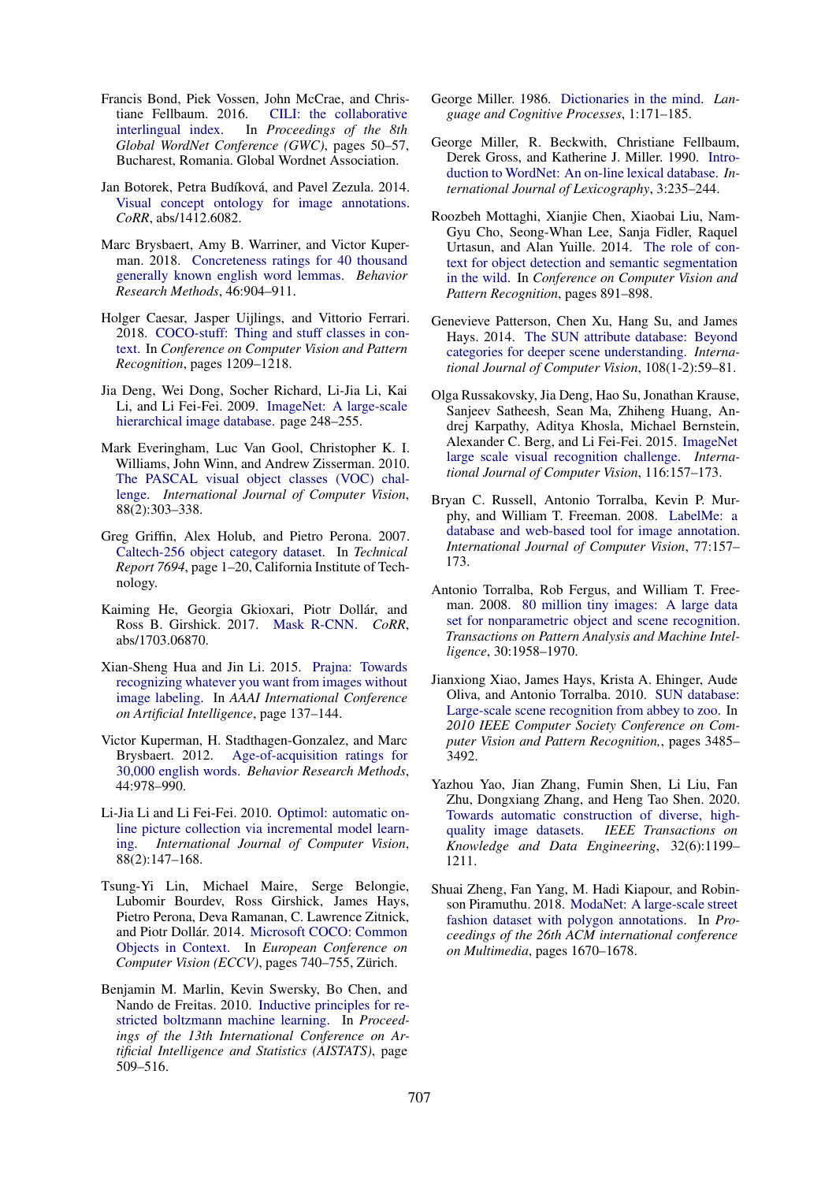Francis Bond, Piek Vossen, John McCrae, and Christiane Fellbaum. 2016. CILI: the collaborative interlingual index. In *Proceedings of the 8th Global WordNet Conference (GWC)*, pages 50–57, Bucharest, Romania. Global Wordnet Association.

Jan Botorek, Petra Budíková, and Pavel Zezula. 2014. Visual concept ontology for image annotations. *CoRR*, abs/1412.6082.

Marc Brysbaert, Amy B. Warriner, and Victor Kuperman. 2018. Concreteness ratings for 40 thousand generally known english word lemmas. *Behavior Research Methods*, 46:904–911.

Holger Caesar, Jasper Uijlings, and Vittorio Ferrari. 2018. COCO-stuff: Thing and stuff classes in context. In *Conference on Computer Vision and Pattern Recognition*, pages 1209–1218.

Jia Deng, Wei Dong, Socher Richard, Li-Jia Li, Kai Li, and Li Fei-Fei. 2009. ImageNet: A large-scale hierarchical image database. page 248–255.

Mark Everingham, Luc Van Gool, Christopher K. I. Williams, John Winn, and Andrew Zisserman. 2010. The PASCAL visual object classes (VOC) challenge. *International Journal of Computer Vision*, 88(2):303–338.

Greg Griffin, Alex Holub, and Pietro Perona. 2007. Caltech-256 object category dataset. In *Technical Report 7694*, page 1–20, California Institute of Technology.

Kaiming He, Georgia Gkioxari, Piotr Dollár, and Ross B. Girshick. 2017. Mask R-CNN. *CoRR*, abs/1703.06870.

Xian-Sheng Hua and Jin Li. 2015. Prajna: Towards recognizing whatever you want from images without image labeling. In *AAAI International Conference on Artificial Intelligence*, page 137–144.

Victor Kuperman, H. Stadthagen-Gonzalez, and Marc Brysbaert. 2012. Age-of-acquisition ratings for 30,000 english words. *Behavior Research Methods*, 44:978–990.

Li-Jia Li and Li Fei-Fei. 2010. Optimol: automatic online picture collection via incremental model learning. *International Journal of Computer Vision*, 88(2):147–168.

Tsung-Yi Lin, Michael Maire, Serge Belongie, Lubomir Bourdev, Ross Girshick, James Hays, Pietro Perona, Deva Ramanan, C. Lawrence Zitnick, and Piotr Dollár. 2014. Microsoft COCO: Common Objects in Context. In *European Conference on Computer Vision (ECCV)*, pages 740–755, Zürich.

Benjamin M. Marlin, Kevin Swersky, Bo Chen, and Nando de Freitas. 2010. Inductive principles for restricted boltzmann machine learning. In *Proceedings of the 13th International Conference on Artificial Intelligence and Statistics (AISTATS)*, page 509–516.

George Miller. 1986. Dictionaries in the mind. *Language and Cognitive Processes*, 1:171–185.

George Miller, R. Beckwith, Christiane Fellbaum, Derek Gross, and Katherine J. Miller. 1990. Introduction to WordNet: An on-line lexical database. *International Journal of Lexicography*, 3:235–244.

Roozbeh Mottaghi, Xianjie Chen, Xiaobai Liu, Nam-Gyu Cho, Seong-Whan Lee, Sanja Fidler, Raquel Urtasun, and Alan Yuille. 2014. The role of context for object detection and semantic segmentation in the wild. In *Conference on Computer Vision and Pattern Recognition*, pages 891–898.

Genevieve Patterson, Chen Xu, Hang Su, and James Hays. 2014. The SUN attribute database: Beyond categories for deeper scene understanding. *International Journal of Computer Vision*, 108(1-2):59–81.

Olga Russakovsky, Jia Deng, Hao Su, Jonathan Krause, Sanjeev Satheesh, Sean Ma, Zhiheng Huang, Andrej Karpathy, Aditya Khosla, Michael Bernstein, Alexander C. Berg, and Li Fei-Fei. 2015. ImageNet large scale visual recognition challenge. *International Journal of Computer Vision*, 116:157–173.

Bryan C. Russell, Antonio Torralba, Kevin P. Murphy, and William T. Freeman. 2008. LabelMe: a database and web-based tool for image annotation. *International Journal of Computer Vision*, 77:157–173.

Antonio Torralba, Rob Fergus, and William T. Freeman. 2008. 80 million tiny images: A large data set for nonparametric object and scene recognition. *Transactions on Pattern Analysis and Machine Intelligence*, 30:1958–1970.

Jianxiong Xiao, James Hays, Krista A. Ehinger, Aude Oliva, and Antonio Torralba. 2010. SUN database: Large-scale scene recognition from abbey to zoo. In *2010 IEEE Computer Society Conference on Computer Vision and Pattern Recognition,*, pages 3485–3492.

Yazhou Yao, Jian Zhang, Fumin Shen, Li Liu, Fan Zhu, Dongxiang Zhang, and Heng Tao Shen. 2020. Towards automatic construction of diverse, high-quality image datasets. *IEEE Transactions on Knowledge and Data Engineering*, 32(6):1199–1211.

Shuai Zheng, Fan Yang, M. Hadi Kiapour, and Robinson Piramuthu. 2018. ModaNet: A large-scale street fashion dataset with polygon annotations. In *Proceedings of the 26th ACM international conference on Multimedia*, pages 1670–1678.